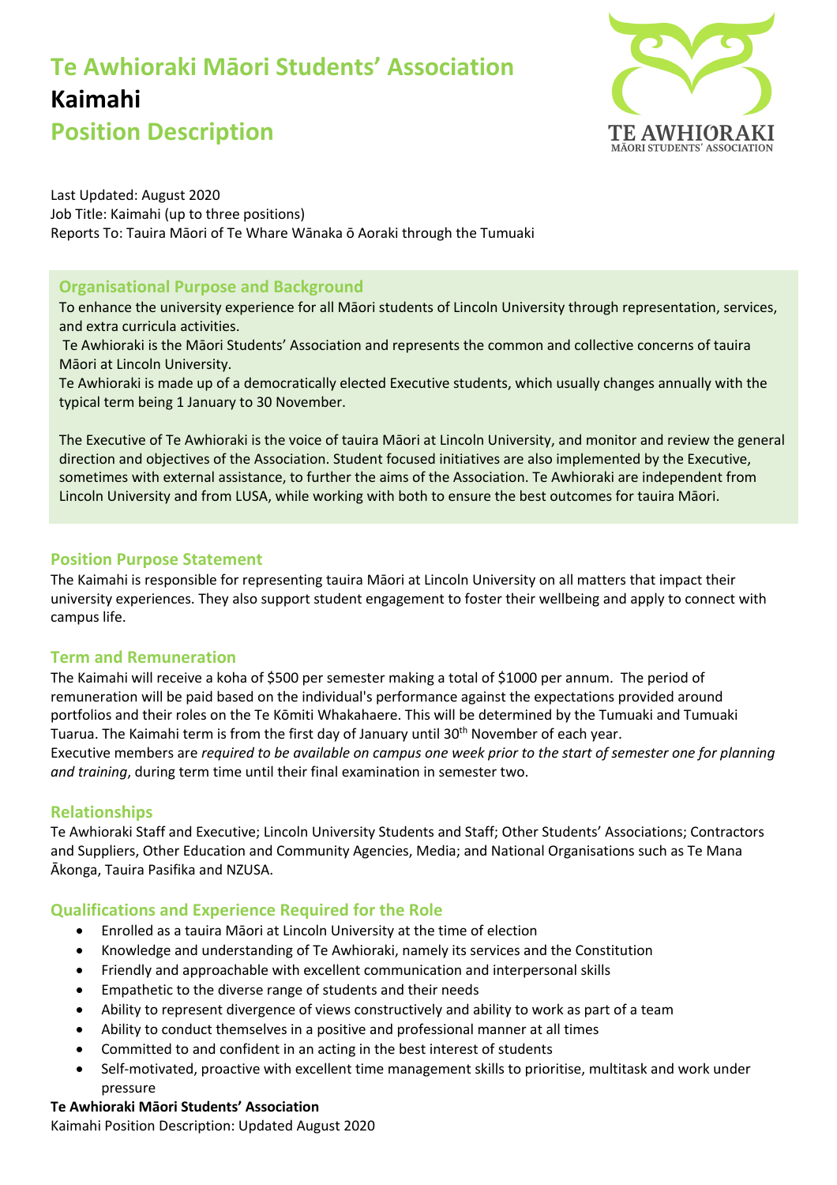# Te Awhioraki Māori Students' Association

## Kaimahi

## Position Description

Last Updated: August 2020
Job Title: Kaimahi (up to three positions)
Reports To: Tauira Māori of Te Whare Wānaka ō Aoraki through the Tumuaki

### Organisational Purpose and Background

To enhance the university experience for all Māori students of Lincoln University through representation, services, and extra curricula activities.

Te Awhioraki is the Māori Students' Association and represents the common and collective concerns of tauira Māori at Lincoln University.

Te Awhioraki is made up of a democratically elected Executive students, which usually changes annually with the typical term being 1 January to 30 November.

The Executive of Te Awhioraki is the voice of tauira Māori at Lincoln University, and monitor and review the general direction and objectives of the Association. Student focused initiatives are also implemented by the Executive, sometimes with external assistance, to further the aims of the Association. Te Awhioraki are independent from Lincoln University and from LUSA, while working with both to ensure the best outcomes for tauira Māori.

### Position Purpose Statement

The Kaimahi is responsible for representing tauira Māori at Lincoln University on all matters that impact their university experiences. They also support student engagement to foster their wellbeing and apply to connect with campus life.

### Term and Remuneration

The Kaimahi will receive a koha of $500 per semester making a total of $1000 per annum. The period of remuneration will be paid based on the individual's performance against the expectations provided around portfolios and their roles on the Te Kōmiti Whakahaere. This will be determined by the Tumuaki and Tumuaki Tuarua. The Kaimahi term is from the first day of January until 30th November of each year.

Executive members are *required to be available on campus one week prior to the start of semester one for planning and training*, during term time until their final examination in semester two.

### Relationships

Te Awhioraki Staff and Executive; Lincoln University Students and Staff; Other Students' Associations; Contractors and Suppliers, Other Education and Community Agencies, Media; and National Organisations such as Te Mana Ākonga, Tauira Pasifika and NZUSA.

### Qualifications and Experience Required for the Role

- Enrolled as a tauira Māori at Lincoln University at the time of election
- Knowledge and understanding of Te Awhioraki, namely its services and the Constitution
- Friendly and approachable with excellent communication and interpersonal skills
- Empathetic to the diverse range of students and their needs
- Ability to represent divergence of views constructively and ability to work as part of a team
- Ability to conduct themselves in a positive and professional manner at all times
- Committed to and confident in an acting in the best interest of students
- Self-motivated, proactive with excellent time management skills to prioritise, multitask and work under pressure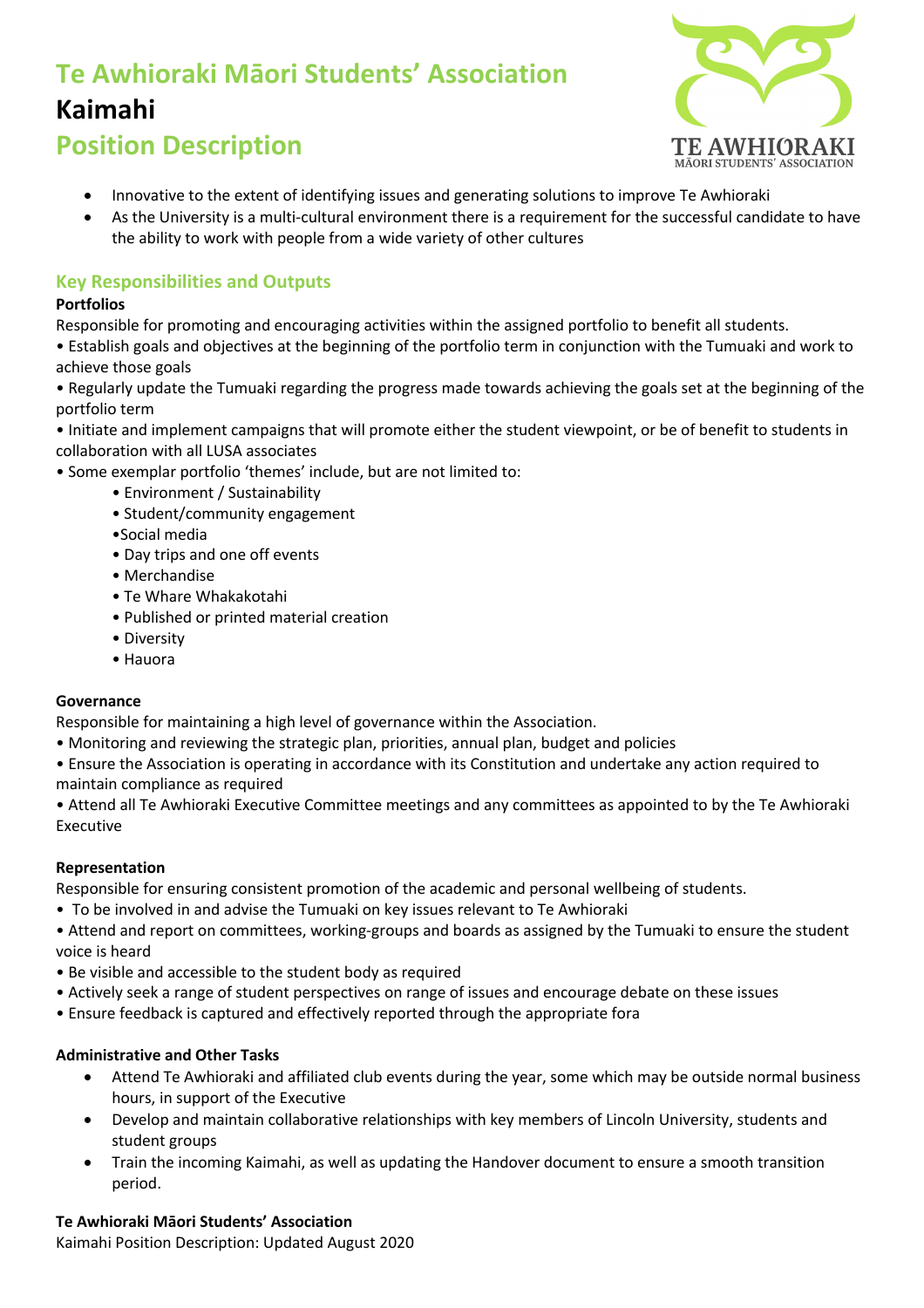# Te Awhioraki Māori Students' Association

# Kaimahi

# Position Description

- Innovative to the extent of identifying issues and generating solutions to improve Te Awhioraki
- As the University is a multi-cultural environment there is a requirement for the successful candidate to have the ability to work with people from a wide variety of other cultures

## Key Responsibilities and Outputs

**Portfolios**

Responsible for promoting and encouraging activities within the assigned portfolio to benefit all students.

• Establish goals and objectives at the beginning of the portfolio term in conjunction with the Tumuaki and work to achieve those goals

• Regularly update the Tumuaki regarding the progress made towards achieving the goals set at the beginning of the portfolio term

• Initiate and implement campaigns that will promote either the student viewpoint, or be of benefit to students in collaboration with all LUSA associates

• Some exemplar portfolio 'themes' include, but are not limited to:

  - Environment / Sustainability
  - Student/community engagement
  - Social media
  - Day trips and one off events
  - Merchandise
  - Te Whare Whakakotahi
  - Published or printed material creation
  - Diversity
  - Hauora

**Governance**

Responsible for maintaining a high level of governance within the Association.

• Monitoring and reviewing the strategic plan, priorities, annual plan, budget and policies

• Ensure the Association is operating in accordance with its Constitution and undertake any action required to maintain compliance as required

• Attend all Te Awhioraki Executive Committee meetings and any committees as appointed to by the Te Awhioraki Executive

**Representation**

Responsible for ensuring consistent promotion of the academic and personal wellbeing of students.

• To be involved in and advise the Tumuaki on key issues relevant to Te Awhioraki

• Attend and report on committees, working-groups and boards as assigned by the Tumuaki to ensure the student voice is heard

• Be visible and accessible to the student body as required

• Actively seek a range of student perspectives on range of issues and encourage debate on these issues

• Ensure feedback is captured and effectively reported through the appropriate fora

**Administrative and Other Tasks**

- Attend Te Awhioraki and affiliated club events during the year, some which may be outside normal business hours, in support of the Executive
- Develop and maintain collaborative relationships with key members of Lincoln University, students and student groups
- Train the incoming Kaimahi, as well as updating the Handover document to ensure a smooth transition period.

**Te Awhioraki Māori Students' Association**

Kaimahi Position Description: Updated August 2020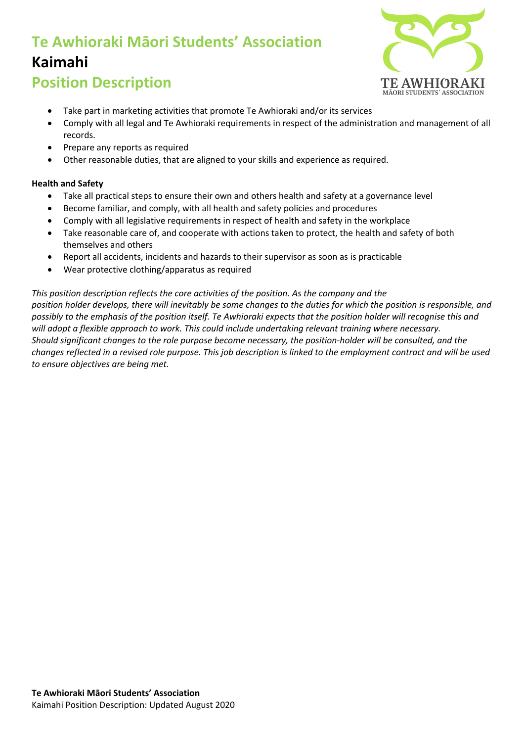- Take part in marketing activities that promote Te Awhioraki and/or its services
- Comply with all legal and Te Awhioraki requirements in respect of the administration and management of all records.
- Prepare any reports as required
- Other reasonable duties, that are aligned to your skills and experience as required.

**Health and Safety**

- Take all practical steps to ensure their own and others health and safety at a governance level
- Become familiar, and comply, with all health and safety policies and procedures
- Comply with all legislative requirements in respect of health and safety in the workplace
- Take reasonable care of, and cooperate with actions taken to protect, the health and safety of both themselves and others
- Report all accidents, incidents and hazards to their supervisor as soon as is practicable
- Wear protective clothing/apparatus as required

*This position description reflects the core activities of the position. As the company and the position holder develops, there will inevitably be some changes to the duties for which the position is responsible, and possibly to the emphasis of the position itself. Te Awhioraki expects that the position holder will recognise this and will adopt a flexible approach to work. This could include undertaking relevant training where necessary. Should significant changes to the role purpose become necessary, the position-holder will be consulted, and the changes reflected in a revised role purpose. This job description is linked to the employment contract and will be used to ensure objectives are being met.*